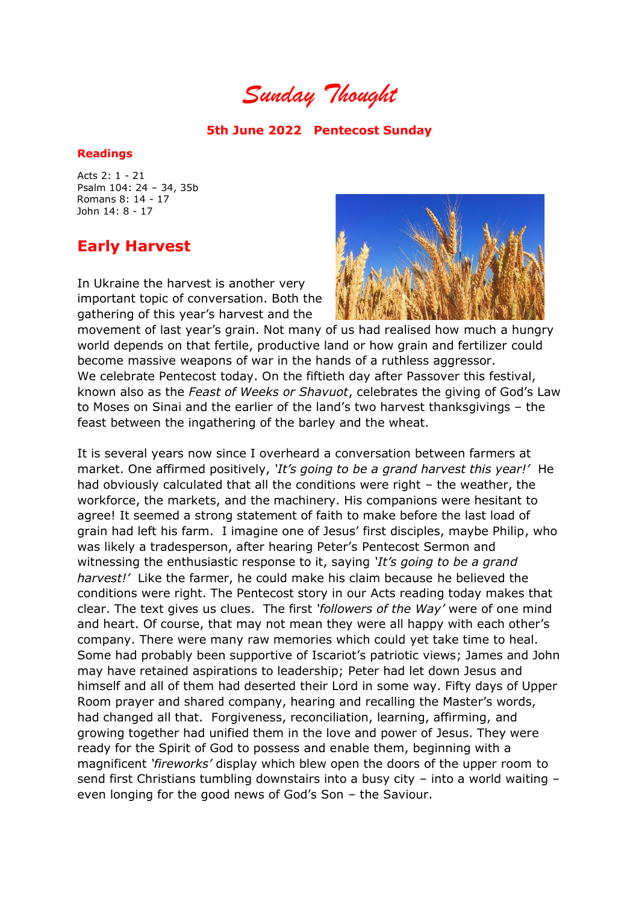# *Sunday Thought*

**5th June 2022   Pentecost Sunday**

**Readings**

Acts 2: 1 - 21
Psalm 104: 24 – 34, 35b
Romans 8: 14 - 17
John 14: 8 - 17

## Early Harvest

In Ukraine the harvest is another very important topic of conversation. Both the gathering of this year's harvest and the movement of last year's grain. Not many of us had realised how much a hungry world depends on that fertile, productive land or how grain and fertilizer could become massive weapons of war in the hands of a ruthless aggressor.
We celebrate Pentecost today. On the fiftieth day after Passover this festival, known also as the *Feast of Weeks or Shavuot*, celebrates the giving of God's Law to Moses on Sinai and the earlier of the land's two harvest thanksgivings – the feast between the ingathering of the barley and the wheat.

It is several years now since I overheard a conversation between farmers at market. One affirmed positively, *'It's going to be a grand harvest this year!'* He had obviously calculated that all the conditions were right – the weather, the workforce, the markets, and the machinery. His companions were hesitant to agree! It seemed a strong statement of faith to make before the last load of grain had left his farm. I imagine one of Jesus' first disciples, maybe Philip, who was likely a tradesperson, after hearing Peter's Pentecost Sermon and witnessing the enthusiastic response to it, saying *'It's going to be a grand harvest!'* Like the farmer, he could make his claim because he believed the conditions were right. The Pentecost story in our Acts reading today makes that clear. The text gives us clues. The first *'followers of the Way'* were of one mind and heart. Of course, that may not mean they were all happy with each other's company. There were many raw memories which could yet take time to heal. Some had probably been supportive of Iscariot's patriotic views; James and John may have retained aspirations to leadership; Peter had let down Jesus and himself and all of them had deserted their Lord in some way. Fifty days of Upper Room prayer and shared company, hearing and recalling the Master's words, had changed all that. Forgiveness, reconciliation, learning, affirming, and growing together had unified them in the love and power of Jesus. They were ready for the Spirit of God to possess and enable them, beginning with a magnificent *'fireworks'* display which blew open the doors of the upper room to send first Christians tumbling downstairs into a busy city – into a world waiting – even longing for the good news of God's Son – the Saviour.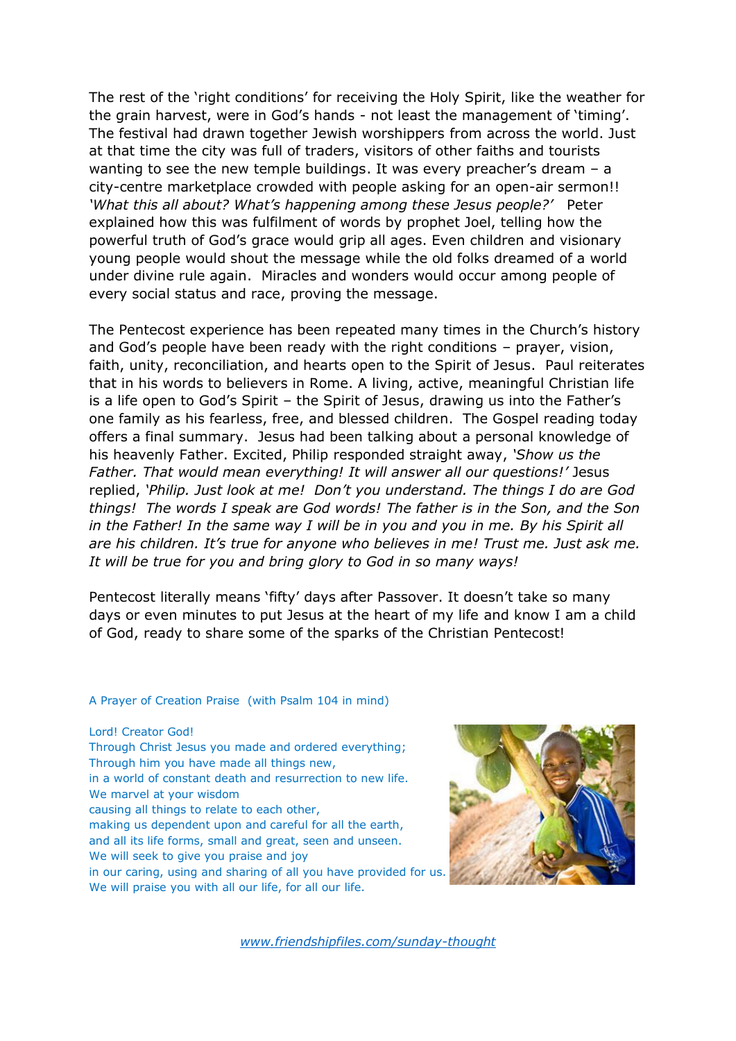The rest of the 'right conditions' for receiving the Holy Spirit, like the weather for the grain harvest, were in God's hands - not least the management of 'timing'. The festival had drawn together Jewish worshippers from across the world. Just at that time the city was full of traders, visitors of other faiths and tourists wanting to see the new temple buildings. It was every preacher's dream – a city-centre marketplace crowded with people asking for an open-air sermon!! *'What this all about? What's happening among these Jesus people?'* Peter explained how this was fulfilment of words by prophet Joel, telling how the powerful truth of God's grace would grip all ages. Even children and visionary young people would shout the message while the old folks dreamed of a world under divine rule again. Miracles and wonders would occur among people of every social status and race, proving the message.

The Pentecost experience has been repeated many times in the Church's history and God's people have been ready with the right conditions – prayer, vision, faith, unity, reconciliation, and hearts open to the Spirit of Jesus. Paul reiterates that in his words to believers in Rome. A living, active, meaningful Christian life is a life open to God's Spirit – the Spirit of Jesus, drawing us into the Father's one family as his fearless, free, and blessed children. The Gospel reading today offers a final summary. Jesus had been talking about a personal knowledge of his heavenly Father. Excited, Philip responded straight away, *'Show us the Father. That would mean everything! It will answer all our questions!'* Jesus replied, *'Philip. Just look at me! Don't you understand. The things I do are God things! The words I speak are God words! The father is in the Son, and the Son in the Father! In the same way I will be in you and you in me. By his Spirit all are his children. It's true for anyone who believes in me! Trust me. Just ask me. It will be true for you and bring glory to God in so many ways!*

Pentecost literally means 'fifty' days after Passover. It doesn't take so many days or even minutes to put Jesus at the heart of my life and know I am a child of God, ready to share some of the sparks of the Christian Pentecost!

A Prayer of Creation Praise (with Psalm 104 in mind)

Lord! Creator God!
Through Christ Jesus you made and ordered everything;
Through him you have made all things new,
in a world of constant death and resurrection to new life.
We marvel at your wisdom
causing all things to relate to each other,
making us dependent upon and careful for all the earth,
and all its life forms, small and great, seen and unseen.
We will seek to give you praise and joy
in our caring, using and sharing of all you have provided for us.
We will praise you with all our life, for all our life.

*www.friendshipfiles.com/sunday-thought*